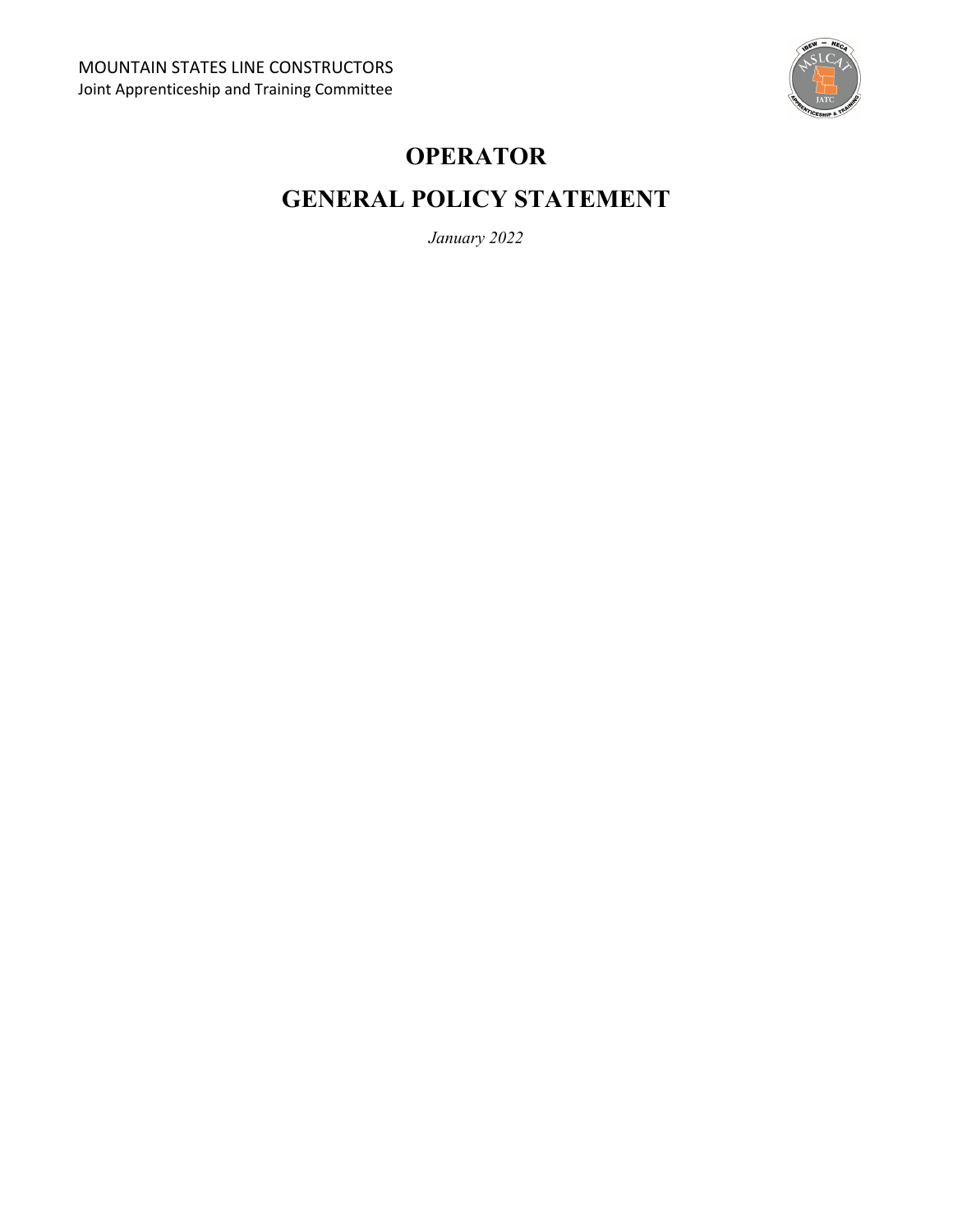MOUNTAIN STATES LINE CONSTRUCTORS
Joint Apprenticeship and Training Committee

# OPERATOR

# GENERAL POLICY STATEMENT

*January 2022*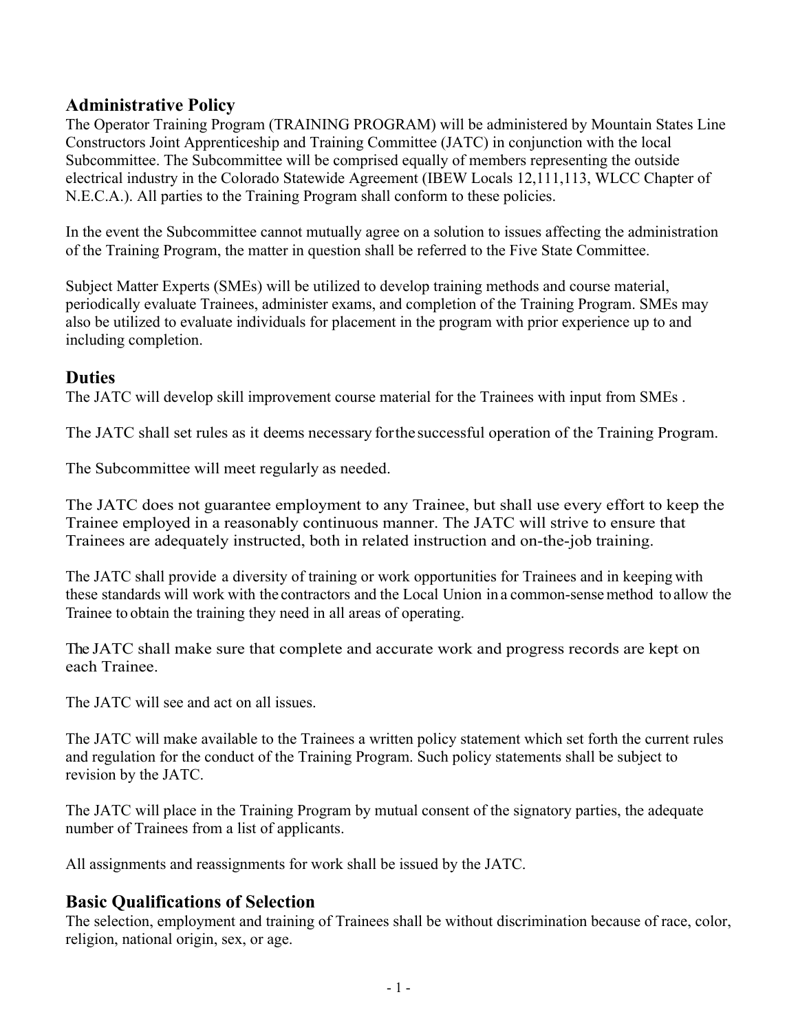## Administrative Policy

The Operator Training Program (TRAINING PROGRAM) will be administered by Mountain States Line Constructors Joint Apprenticeship and Training Committee (JATC) in conjunction with the local Subcommittee. The Subcommittee will be comprised equally of members representing the outside electrical industry in the Colorado Statewide Agreement (IBEW Locals 12,111,113, WLCC Chapter of N.E.C.A.). All parties to the Training Program shall conform to these policies.

In the event the Subcommittee cannot mutually agree on a solution to issues affecting the administration of the Training Program, the matter in question shall be referred to the Five State Committee.

Subject Matter Experts (SMEs) will be utilized to develop training methods and course material, periodically evaluate Trainees, administer exams, and completion of the Training Program. SMEs may also be utilized to evaluate individuals for placement in the program with prior experience up to and including completion.

## Duties

The JATC will develop skill improvement course material for the Trainees with input from SMEs .

The JATC shall set rules as it deems necessary for the successful operation of the Training Program.

The Subcommittee will meet regularly as needed.

The JATC does not guarantee employment to any Trainee, but shall use every effort to keep the Trainee employed in a reasonably continuous manner. The JATC will strive to ensure that Trainees are adequately instructed, both in related instruction and on-the-job training.

The JATC shall provide a diversity of training or work opportunities for Trainees and in keeping with these standards will work with the contractors and the Local Union in a common-sense method to allow the Trainee to obtain the training they need in all areas of operating.

The JATC shall make sure that complete and accurate work and progress records are kept on each Trainee.

The JATC will see and act on all issues.

The JATC will make available to the Trainees a written policy statement which set forth the current rules and regulation for the conduct of the Training Program. Such policy statements shall be subject to revision by the JATC.

The JATC will place in the Training Program by mutual consent of the signatory parties, the adequate number of Trainees from a list of applicants.

All assignments and reassignments for work shall be issued by the JATC.

## Basic Qualifications of Selection

The selection, employment and training of Trainees shall be without discrimination because of race, color, religion, national origin, sex, or age.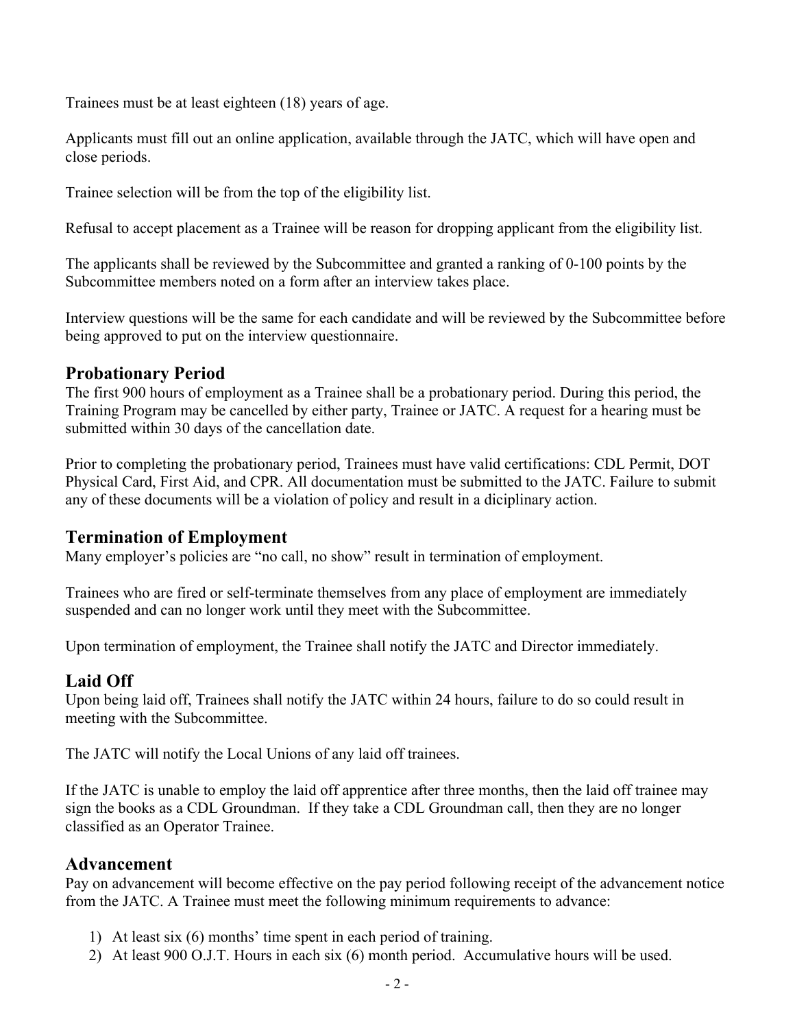Trainees must be at least eighteen (18) years of age.

Applicants must fill out an online application, available through the JATC, which will have open and close periods.

Trainee selection will be from the top of the eligibility list.

Refusal to accept placement as a Trainee will be reason for dropping applicant from the eligibility list.

The applicants shall be reviewed by the Subcommittee and granted a ranking of 0-100 points by the Subcommittee members noted on a form after an interview takes place.

Interview questions will be the same for each candidate and will be reviewed by the Subcommittee before being approved to put on the interview questionnaire.

## Probationary Period

The first 900 hours of employment as a Trainee shall be a probationary period. During this period, the Training Program may be cancelled by either party, Trainee or JATC. A request for a hearing must be submitted within 30 days of the cancellation date.

Prior to completing the probationary period, Trainees must have valid certifications: CDL Permit, DOT Physical Card, First Aid, and CPR. All documentation must be submitted to the JATC. Failure to submit any of these documents will be a violation of policy and result in a diciplinary action.

## Termination of Employment

Many employer's policies are "no call, no show" result in termination of employment.

Trainees who are fired or self-terminate themselves from any place of employment are immediately suspended and can no longer work until they meet with the Subcommittee.

Upon termination of employment, the Trainee shall notify the JATC and Director immediately.

## Laid Off

Upon being laid off, Trainees shall notify the JATC within 24 hours, failure to do so could result in meeting with the Subcommittee.

The JATC will notify the Local Unions of any laid off trainees.

If the JATC is unable to employ the laid off apprentice after three months, then the laid off trainee may sign the books as a CDL Groundman. If they take a CDL Groundman call, then they are no longer classified as an Operator Trainee.

## Advancement

Pay on advancement will become effective on the pay period following receipt of the advancement notice from the JATC. A Trainee must meet the following minimum requirements to advance:

1) At least six (6) months' time spent in each period of training.
2) At least 900 O.J.T. Hours in each six (6) month period. Accumulative hours will be used.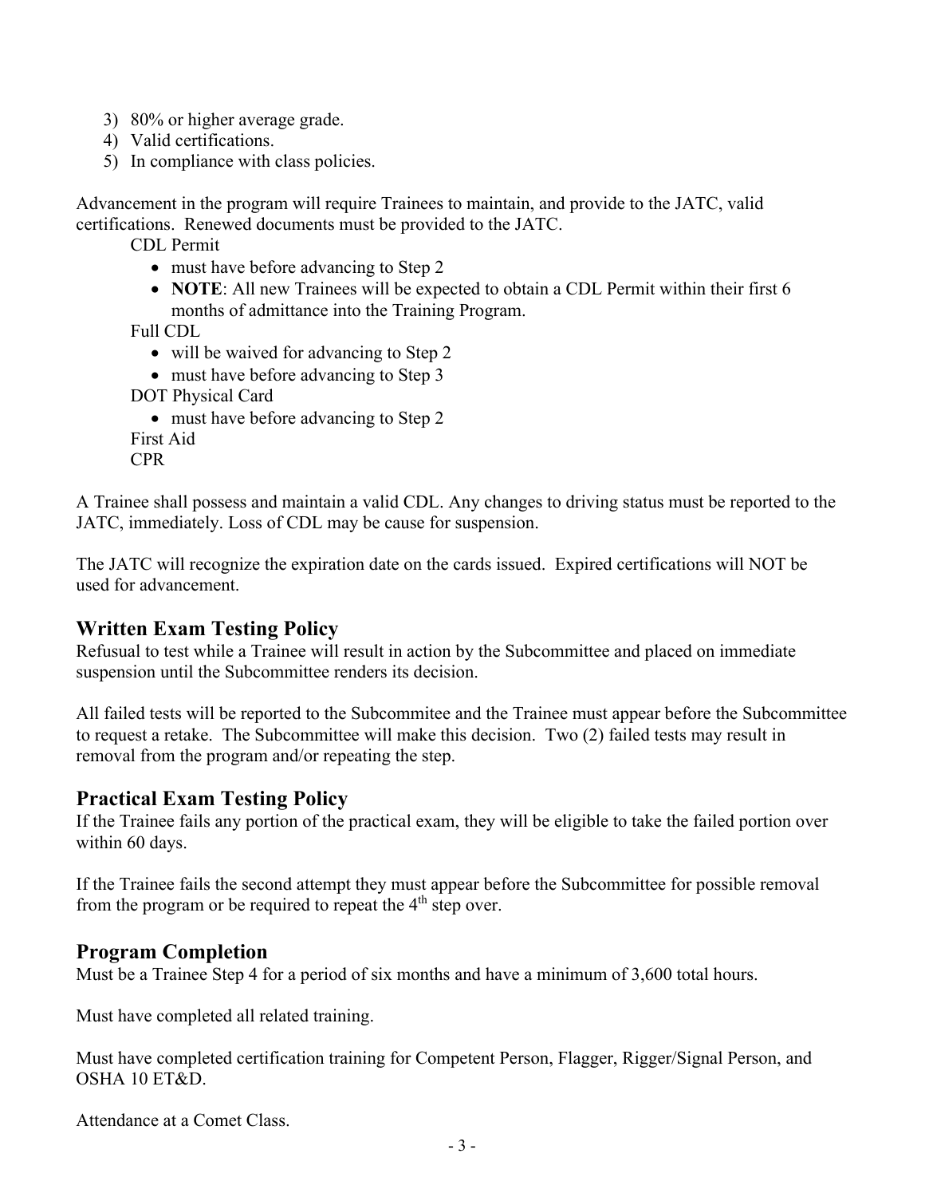3) 80% or higher average grade.
4) Valid certifications.
5) In compliance with class policies.

Advancement in the program will require Trainees to maintain, and provide to the JATC, valid certifications. Renewed documents must be provided to the JATC.

CDL Permit

- must have before advancing to Step 2
- **NOTE**: All new Trainees will be expected to obtain a CDL Permit within their first 6 months of admittance into the Training Program.

Full CDL

- will be waived for advancing to Step 2
- must have before advancing to Step 3

DOT Physical Card

- must have before advancing to Step 2

First Aid

CPR

A Trainee shall possess and maintain a valid CDL. Any changes to driving status must be reported to the JATC, immediately. Loss of CDL may be cause for suspension.

The JATC will recognize the expiration date on the cards issued. Expired certifications will NOT be used for advancement.

## Written Exam Testing Policy

Refusal to test while a Trainee will result in action by the Subcommittee and placed on immediate suspension until the Subcommittee renders its decision.

All failed tests will be reported to the Subcommitee and the Trainee must appear before the Subcommittee to request a retake. The Subcommittee will make this decision. Two (2) failed tests may result in removal from the program and/or repeating the step.

## Practical Exam Testing Policy

If the Trainee fails any portion of the practical exam, they will be eligible to take the failed portion over within 60 days.

If the Trainee fails the second attempt they must appear before the Subcommittee for possible removal from the program or be required to repeat the 4th step over.

## Program Completion

Must be a Trainee Step 4 for a period of six months and have a minimum of 3,600 total hours.

Must have completed all related training.

Must have completed certification training for Competent Person, Flagger, Rigger/Signal Person, and OSHA 10 ET&D.

Attendance at a Comet Class.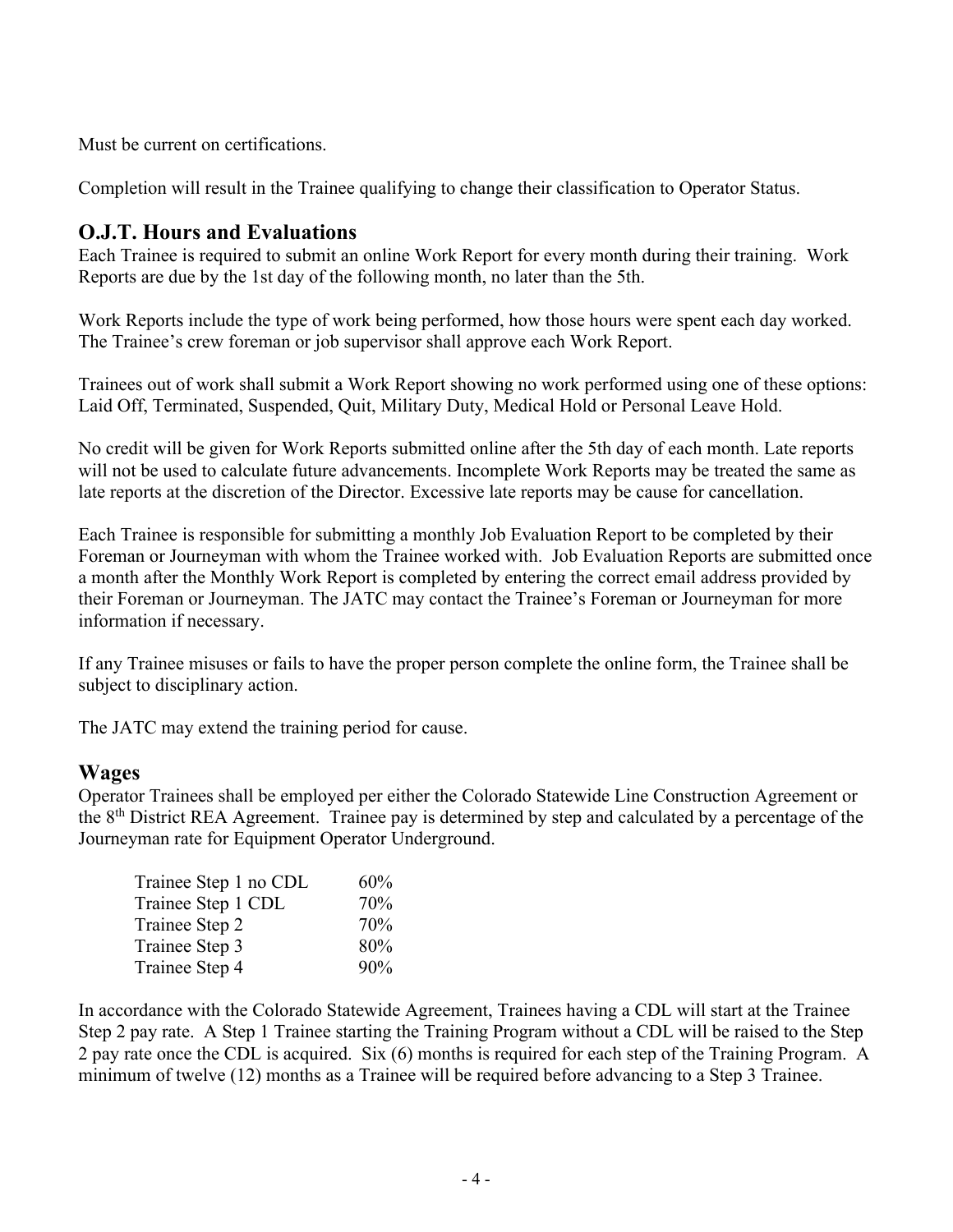Must be current on certifications.

Completion will result in the Trainee qualifying to change their classification to Operator Status.

## O.J.T. Hours and Evaluations

Each Trainee is required to submit an online Work Report for every month during their training. Work Reports are due by the 1st day of the following month, no later than the 5th.

Work Reports include the type of work being performed, how those hours were spent each day worked. The Trainee's crew foreman or job supervisor shall approve each Work Report.

Trainees out of work shall submit a Work Report showing no work performed using one of these options: Laid Off, Terminated, Suspended, Quit, Military Duty, Medical Hold or Personal Leave Hold.

No credit will be given for Work Reports submitted online after the 5th day of each month. Late reports will not be used to calculate future advancements. Incomplete Work Reports may be treated the same as late reports at the discretion of the Director. Excessive late reports may be cause for cancellation.

Each Trainee is responsible for submitting a monthly Job Evaluation Report to be completed by their Foreman or Journeyman with whom the Trainee worked with. Job Evaluation Reports are submitted once a month after the Monthly Work Report is completed by entering the correct email address provided by their Foreman or Journeyman. The JATC may contact the Trainee's Foreman or Journeyman for more information if necessary.

If any Trainee misuses or fails to have the proper person complete the online form, the Trainee shall be subject to disciplinary action.

The JATC may extend the training period for cause.

## Wages

Operator Trainees shall be employed per either the Colorado Statewide Line Construction Agreement or the 8th District REA Agreement. Trainee pay is determined by step and calculated by a percentage of the Journeyman rate for Equipment Operator Underground.

| Step | Rate |
|---|---|
| Trainee Step 1 no CDL | 60% |
| Trainee Step 1 CDL | 70% |
| Trainee Step 2 | 70% |
| Trainee Step 3 | 80% |
| Trainee Step 4 | 90% |

In accordance with the Colorado Statewide Agreement, Trainees having a CDL will start at the Trainee Step 2 pay rate. A Step 1 Trainee starting the Training Program without a CDL will be raised to the Step 2 pay rate once the CDL is acquired. Six (6) months is required for each step of the Training Program. A minimum of twelve (12) months as a Trainee will be required before advancing to a Step 3 Trainee.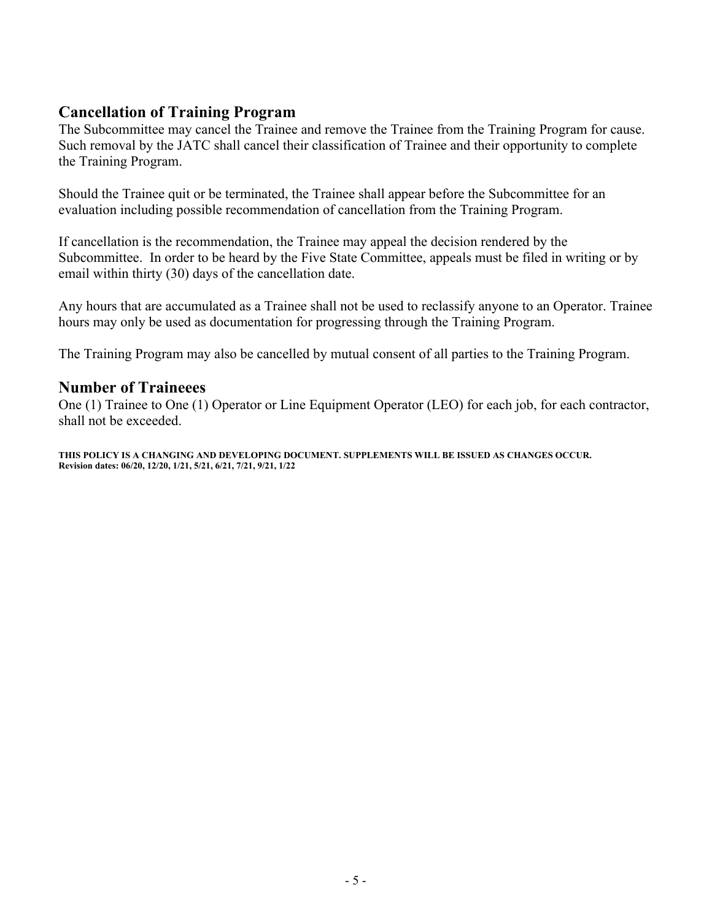## Cancellation of Training Program

The Subcommittee may cancel the Trainee and remove the Trainee from the Training Program for cause. Such removal by the JATC shall cancel their classification of Trainee and their opportunity to complete the Training Program.

Should the Trainee quit or be terminated, the Trainee shall appear before the Subcommittee for an evaluation including possible recommendation of cancellation from the Training Program.

If cancellation is the recommendation, the Trainee may appeal the decision rendered by the Subcommittee. In order to be heard by the Five State Committee, appeals must be filed in writing or by email within thirty (30) days of the cancellation date.

Any hours that are accumulated as a Trainee shall not be used to reclassify anyone to an Operator. Trainee hours may only be used as documentation for progressing through the Training Program.

The Training Program may also be cancelled by mutual consent of all parties to the Training Program.

## Number of Traineees

One (1) Trainee to One (1) Operator or Line Equipment Operator (LEO) for each job, for each contractor, shall not be exceeded.

**THIS POLICY IS A CHANGING AND DEVELOPING DOCUMENT. SUPPLEMENTS WILL BE ISSUED AS CHANGES OCCUR.**
**Revision dates: 06/20, 12/20, 1/21, 5/21, 6/21, 7/21, 9/21, 1/22**